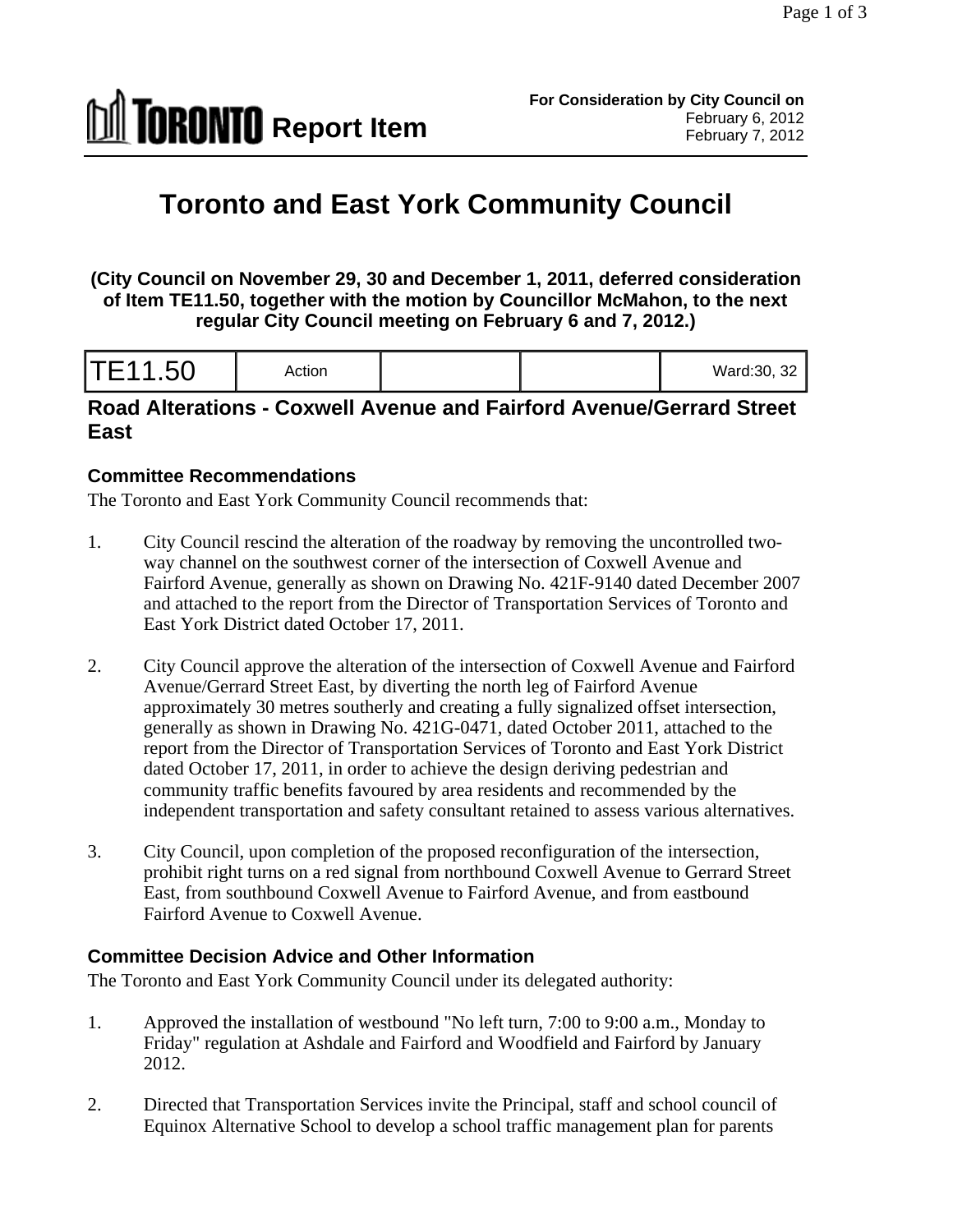**TORONTO Report Item**

**For Consideration by City Council on**
February 6, 2012
February 7, 2012

# Toronto and East York Community Council

**(City Council on November 29, 30 and December 1, 2011, deferred consideration of Item TE11.50, together with the motion by Councillor McMahon, to the next regular City Council meeting on February 6 and 7, 2012.)**

| TE11.50 | Action | | | Ward:30, 32 |
|---|---|---|---|---|

## Road Alterations - Coxwell Avenue and Fairford Avenue/Gerrard Street East

### Committee Recommendations

The Toronto and East York Community Council recommends that:

1. City Council rescind the alteration of the roadway by removing the uncontrolled two-way channel on the southwest corner of the intersection of Coxwell Avenue and Fairford Avenue, generally as shown on Drawing No. 421F-9140 dated December 2007 and attached to the report from the Director of Transportation Services of Toronto and East York District dated October 17, 2011.

2. City Council approve the alteration of the intersection of Coxwell Avenue and Fairford Avenue/Gerrard Street East, by diverting the north leg of Fairford Avenue approximately 30 metres southerly and creating a fully signalized offset intersection, generally as shown in Drawing No. 421G-0471, dated October 2011, attached to the report from the Director of Transportation Services of Toronto and East York District dated October 17, 2011, in order to achieve the design deriving pedestrian and community traffic benefits favoured by area residents and recommended by the independent transportation and safety consultant retained to assess various alternatives.

3. City Council, upon completion of the proposed reconfiguration of the intersection, prohibit right turns on a red signal from northbound Coxwell Avenue to Gerrard Street East, from southbound Coxwell Avenue to Fairford Avenue, and from eastbound Fairford Avenue to Coxwell Avenue.

### Committee Decision Advice and Other Information

The Toronto and East York Community Council under its delegated authority:

1. Approved the installation of westbound "No left turn, 7:00 to 9:00 a.m., Monday to Friday" regulation at Ashdale and Fairford and Woodfield and Fairford by January 2012.

2. Directed that Transportation Services invite the Principal, staff and school council of Equinox Alternative School to develop a school traffic management plan for parents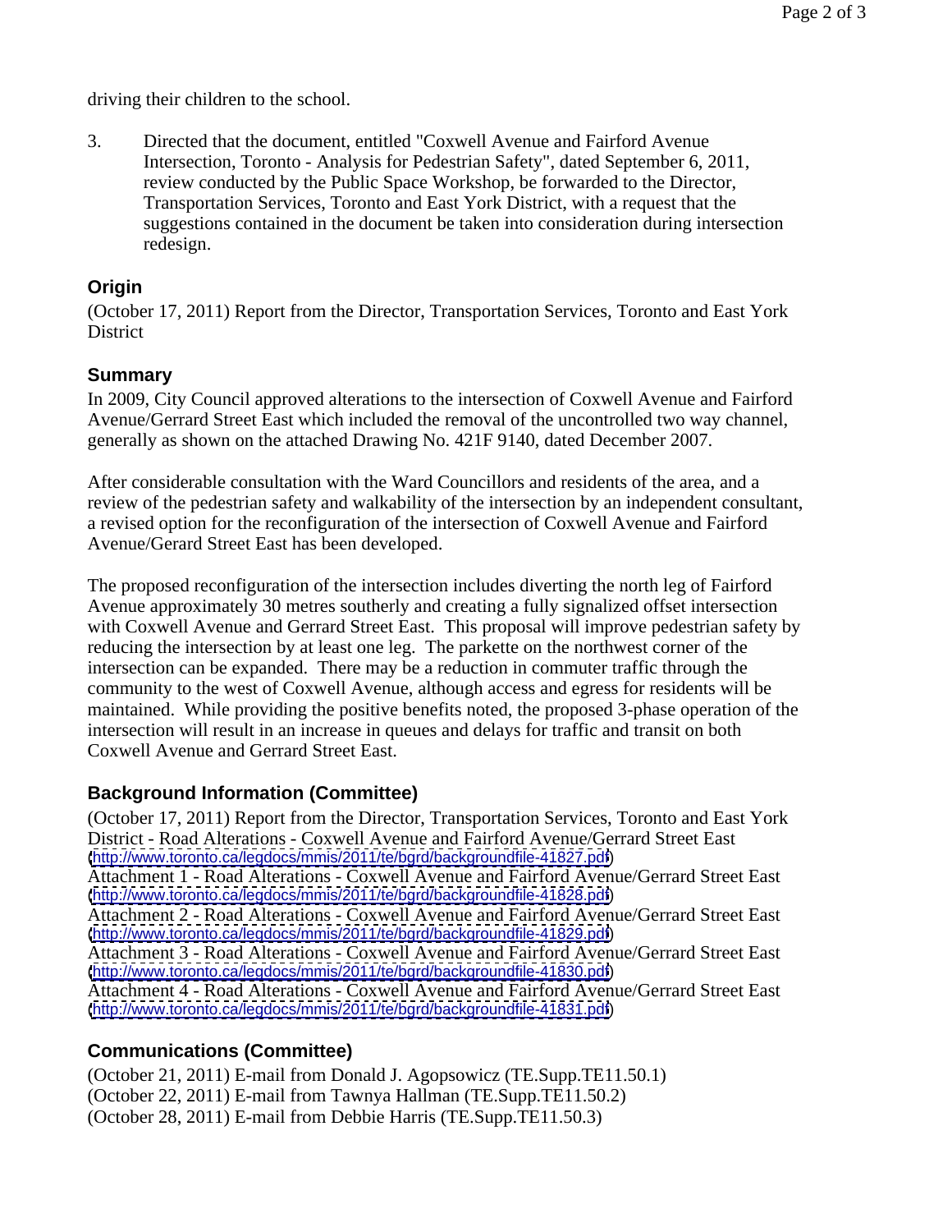driving their children to the school.

3. Directed that the document, entitled "Coxwell Avenue and Fairford Avenue Intersection, Toronto - Analysis for Pedestrian Safety", dated September 6, 2011, review conducted by the Public Space Workshop, be forwarded to the Director, Transportation Services, Toronto and East York District, with a request that the suggestions contained in the document be taken into consideration during intersection redesign.

## Origin

(October 17, 2011) Report from the Director, Transportation Services, Toronto and East York District

## Summary

In 2009, City Council approved alterations to the intersection of Coxwell Avenue and Fairford Avenue/Gerrard Street East which included the removal of the uncontrolled two way channel, generally as shown on the attached Drawing No. 421F 9140, dated December 2007.

After considerable consultation with the Ward Councillors and residents of the area, and a review of the pedestrian safety and walkability of the intersection by an independent consultant, a revised option for the reconfiguration of the intersection of Coxwell Avenue and Fairford Avenue/Gerard Street East has been developed.

The proposed reconfiguration of the intersection includes diverting the north leg of Fairford Avenue approximately 30 metres southerly and creating a fully signalized offset intersection with Coxwell Avenue and Gerrard Street East. This proposal will improve pedestrian safety by reducing the intersection by at least one leg. The parkette on the northwest corner of the intersection can be expanded. There may be a reduction in commuter traffic through the community to the west of Coxwell Avenue, although access and egress for residents will be maintained. While providing the positive benefits noted, the proposed 3-phase operation of the intersection will result in an increase in queues and delays for traffic and transit on both Coxwell Avenue and Gerrard Street East.

## Background Information (Committee)

(October 17, 2011) Report from the Director, Transportation Services, Toronto and East York District - Road Alterations - Coxwell Avenue and Fairford Avenue/Gerrard Street East (http://www.toronto.ca/legdocs/mmis/2011/te/bgrd/backgroundfile-41827.pdf)
Attachment 1 - Road Alterations - Coxwell Avenue and Fairford Avenue/Gerrard Street East (http://www.toronto.ca/legdocs/mmis/2011/te/bgrd/backgroundfile-41828.pdf)
Attachment 2 - Road Alterations - Coxwell Avenue and Fairford Avenue/Gerrard Street East (http://www.toronto.ca/legdocs/mmis/2011/te/bgrd/backgroundfile-41829.pdf)
Attachment 3 - Road Alterations - Coxwell Avenue and Fairford Avenue/Gerrard Street East (http://www.toronto.ca/legdocs/mmis/2011/te/bgrd/backgroundfile-41830.pdf)
Attachment 4 - Road Alterations - Coxwell Avenue and Fairford Avenue/Gerrard Street East (http://www.toronto.ca/legdocs/mmis/2011/te/bgrd/backgroundfile-41831.pdf)

## Communications (Committee)

(October 21, 2011) E-mail from Donald J. Agopsowicz (TE.Supp.TE11.50.1)
(October 22, 2011) E-mail from Tawnya Hallman (TE.Supp.TE11.50.2)
(October 28, 2011) E-mail from Debbie Harris (TE.Supp.TE11.50.3)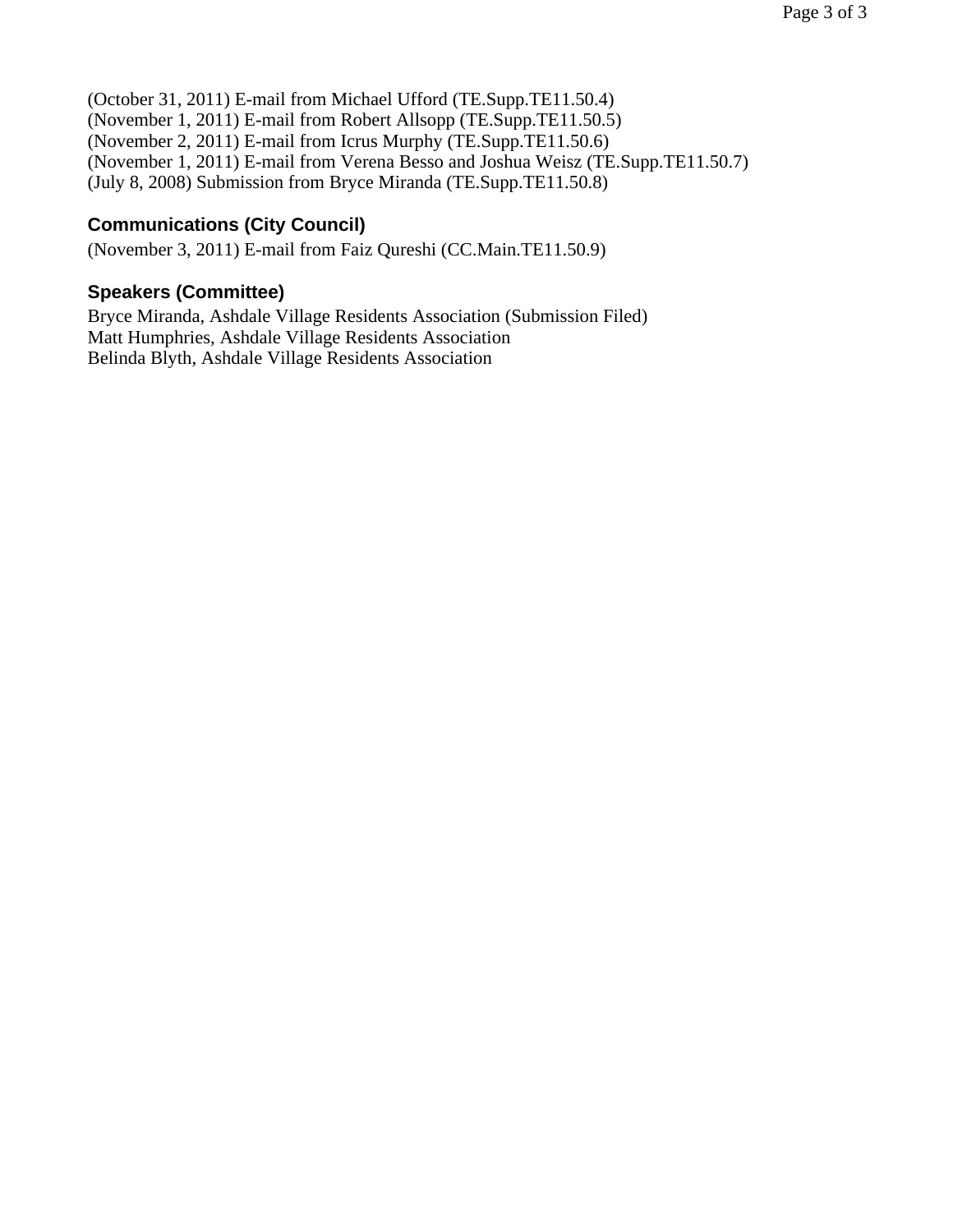(October 31, 2011) E-mail from Michael Ufford (TE.Supp.TE11.50.4)
(November 1, 2011) E-mail from Robert Allsopp (TE.Supp.TE11.50.5)
(November 2, 2011) E-mail from Icrus Murphy (TE.Supp.TE11.50.6)
(November 1, 2011) E-mail from Verena Besso and Joshua Weisz (TE.Supp.TE11.50.7)
(July 8, 2008) Submission from Bryce Miranda (TE.Supp.TE11.50.8)

### Communications (City Council)

(November 3, 2011) E-mail from Faiz Qureshi (CC.Main.TE11.50.9)

### Speakers (Committee)

Bryce Miranda, Ashdale Village Residents Association (Submission Filed)
Matt Humphries, Ashdale Village Residents Association
Belinda Blyth, Ashdale Village Residents Association